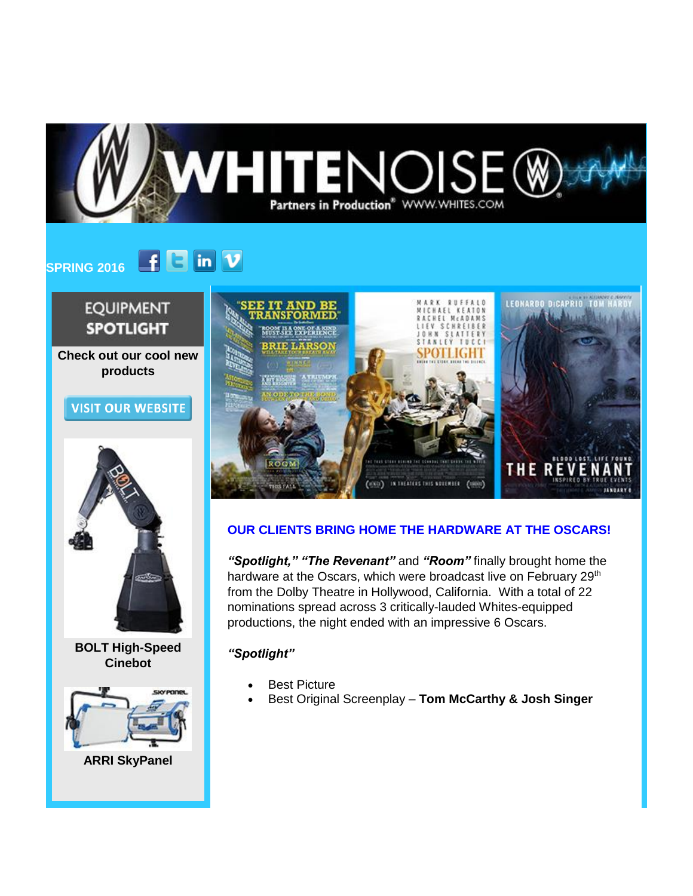SPRING 2016

EQUIPMENT SPOTLIGHT

**Check out our cool new products**

VISIT OUR WEBSITE

**BOLT High-Speed Cinebot**

**ARRI SkyPanel**

## OUR CLIENTS BRING HOME THE HARDWARE AT THE OSCARS!

***"Spotlight," "The Revenant"*** and ***"Room"*** finally brought home the hardware at the Oscars, which were broadcast live on February 29th from the Dolby Theatre in Hollywood, California. With a total of 22 nominations spread across 3 critically-lauded Whites-equipped productions, the night ended with an impressive 6 Oscars.

***"Spotlight"***

- Best Picture
- Best Original Screenplay – **Tom McCarthy & Josh Singer**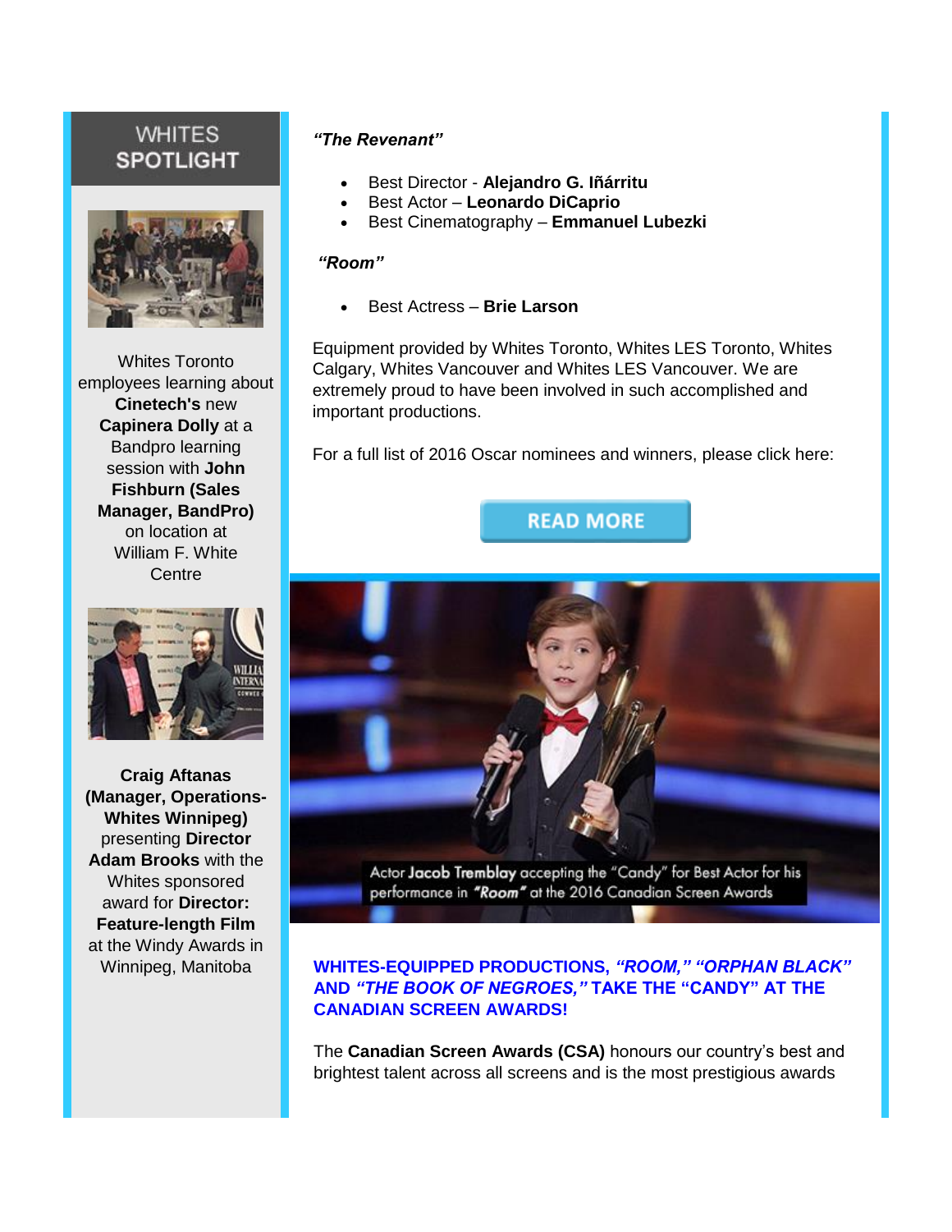## WHITES SPOTLIGHT

Whites Toronto employees learning about **Cinetech's** new **Capinera Dolly** at a Bandpro learning session with **John Fishburn (Sales Manager, BandPro)** on location at William F. White Centre

**Craig Aftanas (Manager, Operations-Whites Winnipeg)** presenting **Director Adam Brooks** with the Whites sponsored award for **Director: Feature-length Film** at the Windy Awards in Winnipeg, Manitoba

***"The Revenant"***

- Best Director - **Alejandro G. Iñárritu**
- Best Actor – **Leonardo DiCaprio**
- Best Cinematography – **Emmanuel Lubezki**

***"Room"***

- Best Actress – **Brie Larson**

Equipment provided by Whites Toronto, Whites LES Toronto, Whites Calgary, Whites Vancouver and Whites LES Vancouver. We are extremely proud to have been involved in such accomplished and important productions.

For a full list of 2016 Oscar nominees and winners, please click here:

READ MORE

Actor **Jacob Tremblay** accepting the "Candy" for Best Actor for his performance in ***"Room"*** at the 2016 Canadian Screen Awards

### WHITES-EQUIPPED PRODUCTIONS, *"ROOM," "ORPHAN BLACK"* AND *"THE BOOK OF NEGROES,"* TAKE THE "CANDY" AT THE CANADIAN SCREEN AWARDS!

The **Canadian Screen Awards (CSA)** honours our country's best and brightest talent across all screens and is the most prestigious awards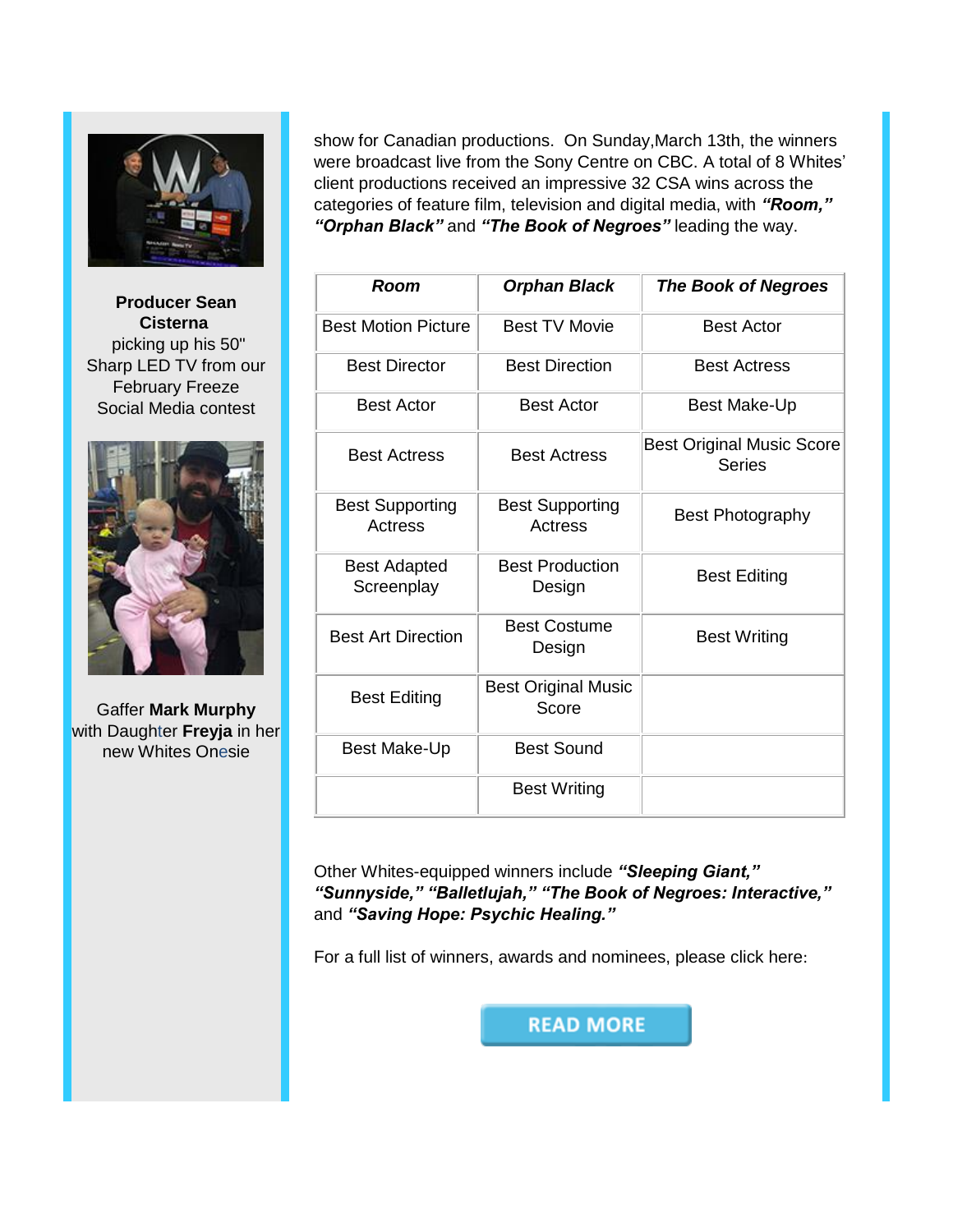**Producer Sean Cisterna** picking up his 50" Sharp LED TV from our February Freeze Social Media contest

Gaffer **Mark Murphy** with Daughter **Freyja** in her new Whites Onesie

show for Canadian productions. On Sunday,March 13th, the winners were broadcast live from the Sony Centre on CBC. A total of 8 Whites' client productions received an impressive 32 CSA wins across the categories of feature film, television and digital media, with ***"Room," "Orphan Black"*** and ***"The Book of Negroes"*** leading the way.

| ***Room*** | ***Orphan Black*** | ***The Book of Negroes*** |
|---|---|---|
| Best Motion Picture | Best TV Movie | Best Actor |
| Best Director | Best Direction | Best Actress |
| Best Actor | Best Actor | Best Make-Up |
| Best Actress | Best Actress | Best Original Music Score Series |
| Best Supporting Actress | Best Supporting Actress | Best Photography |
| Best Adapted Screenplay | Best Production Design | Best Editing |
| Best Art Direction | Best Costume Design | Best Writing |
| Best Editing | Best Original Music Score | |
| Best Make-Up | Best Sound | |
| | Best Writing | |

Other Whites-equipped winners include ***"Sleeping Giant," "Sunnyside," "Balletlujah," "The Book of Negroes: Interactive,"*** and ***"Saving Hope: Psychic Healing."***

For a full list of winners, awards and nominees, please click here:

READ MORE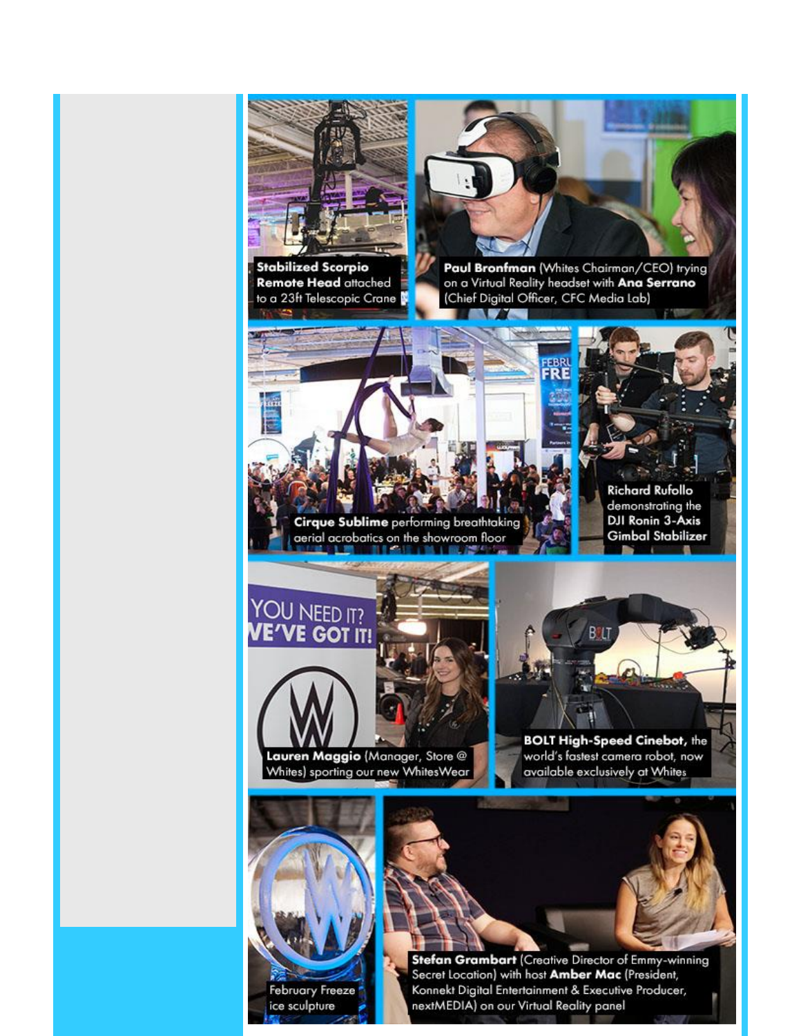**Stabilized Scorpio Remote Head** attached to a 23ft Telescopic Crane

**Paul Bronfman** (Whites Chairman/CEO) trying on a Virtual Reality headset with **Ana Serrano** (Chief Digital Officer, CFC Media Lab)

**Cirque Sublime** performing breathtaking aerial acrobatics on the showroom floor

**Richard Rufollo** demonstrating the **DJI Ronin 3-Axis Gimbal Stabilizer**

**Lauren Maggio** (Manager, Store @ Whites) sporting our new WhitesWear

**BOLT High-Speed Cinebot,** the world's fastest camera robot, now available exclusively at Whites

February Freeze ice sculpture

**Stefan Grambart** (Creative Director of Emmy-winning Secret Location) with host **Amber Mac** (President, Konnekt Digital Entertainment & Executive Producer, nextMEDIA) on our Virtual Reality panel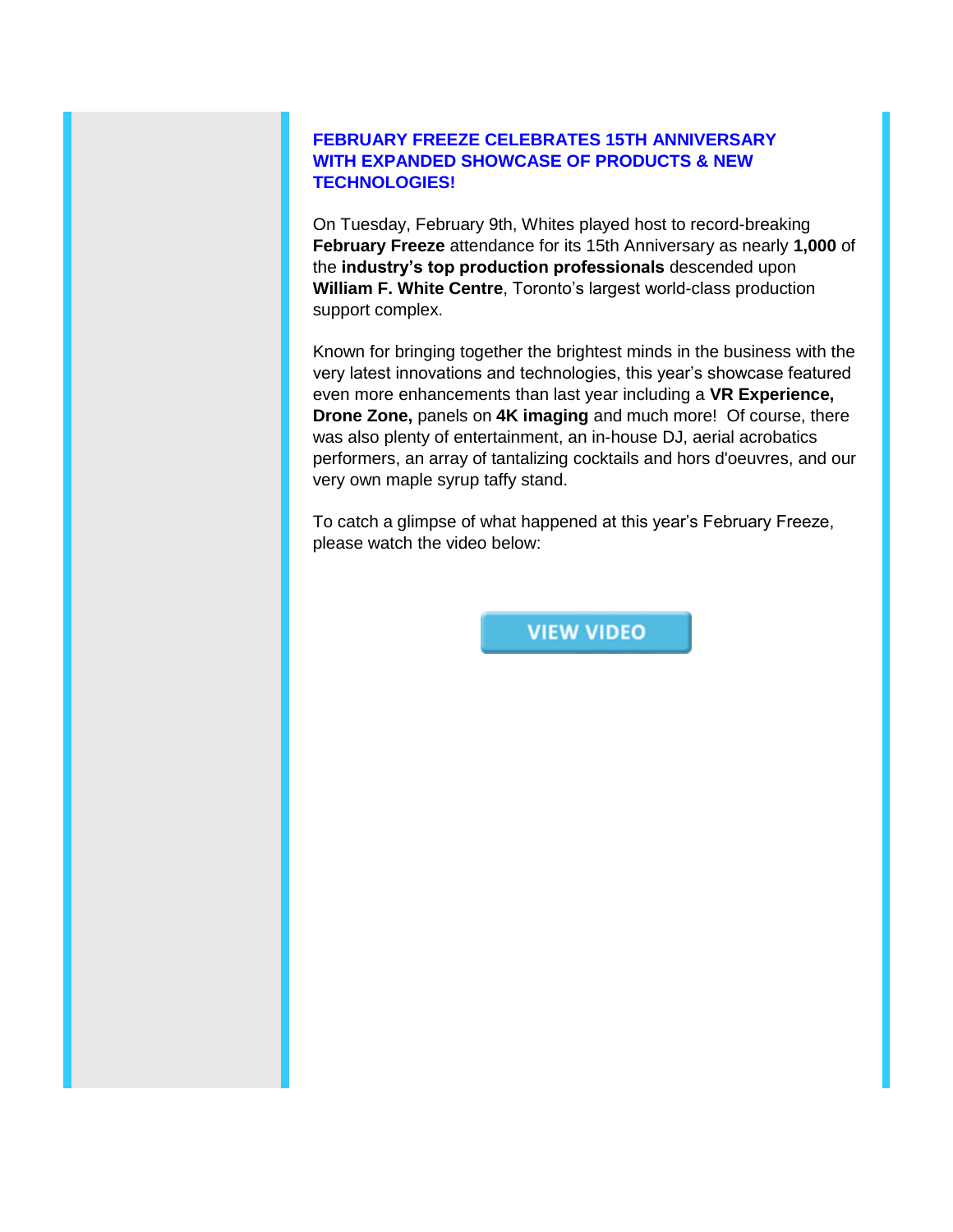## FEBRUARY FREEZE CELEBRATES 15TH ANNIVERSARY WITH EXPANDED SHOWCASE OF PRODUCTS & NEW TECHNOLOGIES!

On Tuesday, February 9th, Whites played host to record-breaking **February Freeze** attendance for its 15th Anniversary as nearly **1,000** of the **industry's top production professionals** descended upon **William F. White Centre**, Toronto's largest world-class production support complex.

Known for bringing together the brightest minds in the business with the very latest innovations and technologies, this year's showcase featured even more enhancements than last year including a **VR Experience, Drone Zone,** panels on **4K imaging** and much more! Of course, there was also plenty of entertainment, an in-house DJ, aerial acrobatics performers, an array of tantalizing cocktails and hors d'oeuvres, and our very own maple syrup taffy stand.

To catch a glimpse of what happened at this year's February Freeze, please watch the video below:

VIEW VIDEO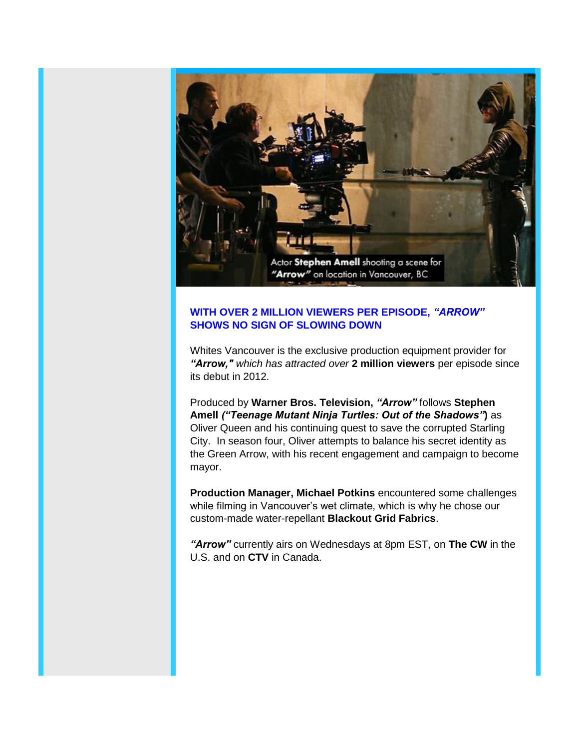Actor **Stephen Amell** shooting a scene for ***"Arrow"*** on location in Vancouver, BC

**WITH OVER 2 MILLION VIEWERS PER EPISODE, *"ARROW"* SHOWS NO SIGN OF SLOWING DOWN**

Whites Vancouver is the exclusive production equipment provider for ***"Arrow,"*** *which has attracted over* **2 million viewers** per episode since its debut in 2012.

Produced by **Warner Bros. Television,** ***"Arrow"*** follows **Stephen Amell *("Teenage Mutant Ninja Turtles: Out of the Shadows")*** as Oliver Queen and his continuing quest to save the corrupted Starling City. In season four, Oliver attempts to balance his secret identity as the Green Arrow, with his recent engagement and campaign to become mayor.

**Production Manager, Michael Potkins** encountered some challenges while filming in Vancouver's wet climate, which is why he chose our custom-made water-repellant **Blackout Grid Fabrics**.

***"Arrow"*** currently airs on Wednesdays at 8pm EST, on **The CW** in the U.S. and on **CTV** in Canada.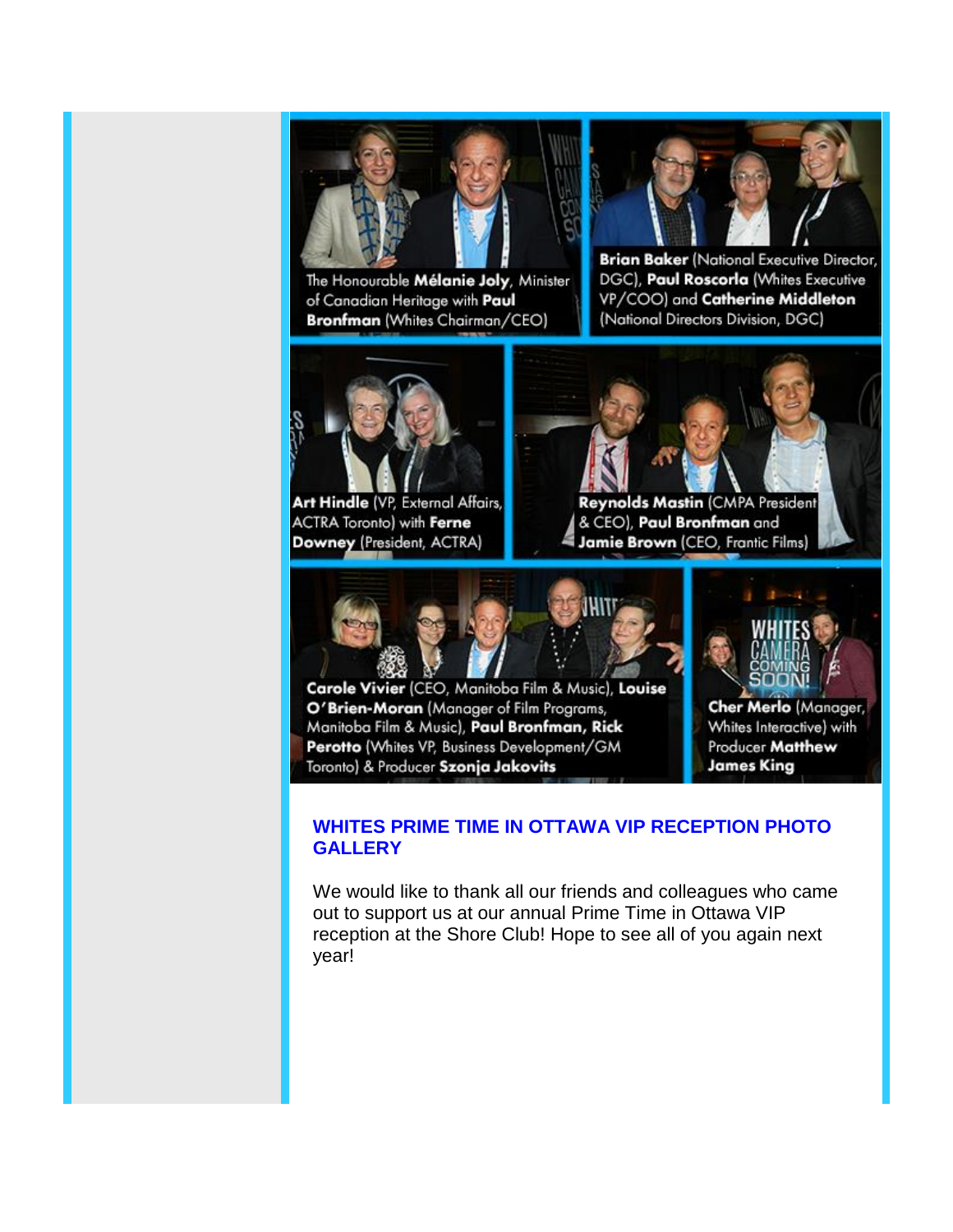The Honourable **Mélanie Joly**, Minister of Canadian Heritage with **Paul Bronfman** (Whites Chairman/CEO)

**Brian Baker** (National Executive Director, DGC), **Paul Roscorla** (Whites Executive VP/COO) and **Catherine Middleton** (National Directors Division, DGC)

**Art Hindle** (VP, External Affairs, ACTRA Toronto) with **Ferne Downey** (President, ACTRA)

**Reynolds Mastin** (CMPA President & CEO), **Paul Bronfman** and **Jamie Brown** (CEO, Frantic Films)

**Carole Vivier** (CEO, Manitoba Film & Music), **Louise O'Brien-Moran** (Manager of Film Programs, Manitoba Film & Music), **Paul Bronfman, Rick Perotto** (Whites VP, Business Development/GM Toronto) & Producer **Szonja Jakovits**

**Cher Merlo** (Manager, Whites Interactive) with Producer **Matthew James King**

## WHITES PRIME TIME IN OTTAWA VIP RECEPTION PHOTO GALLERY

We would like to thank all our friends and colleagues who came out to support us at our annual Prime Time in Ottawa VIP reception at the Shore Club! Hope to see all of you again next year!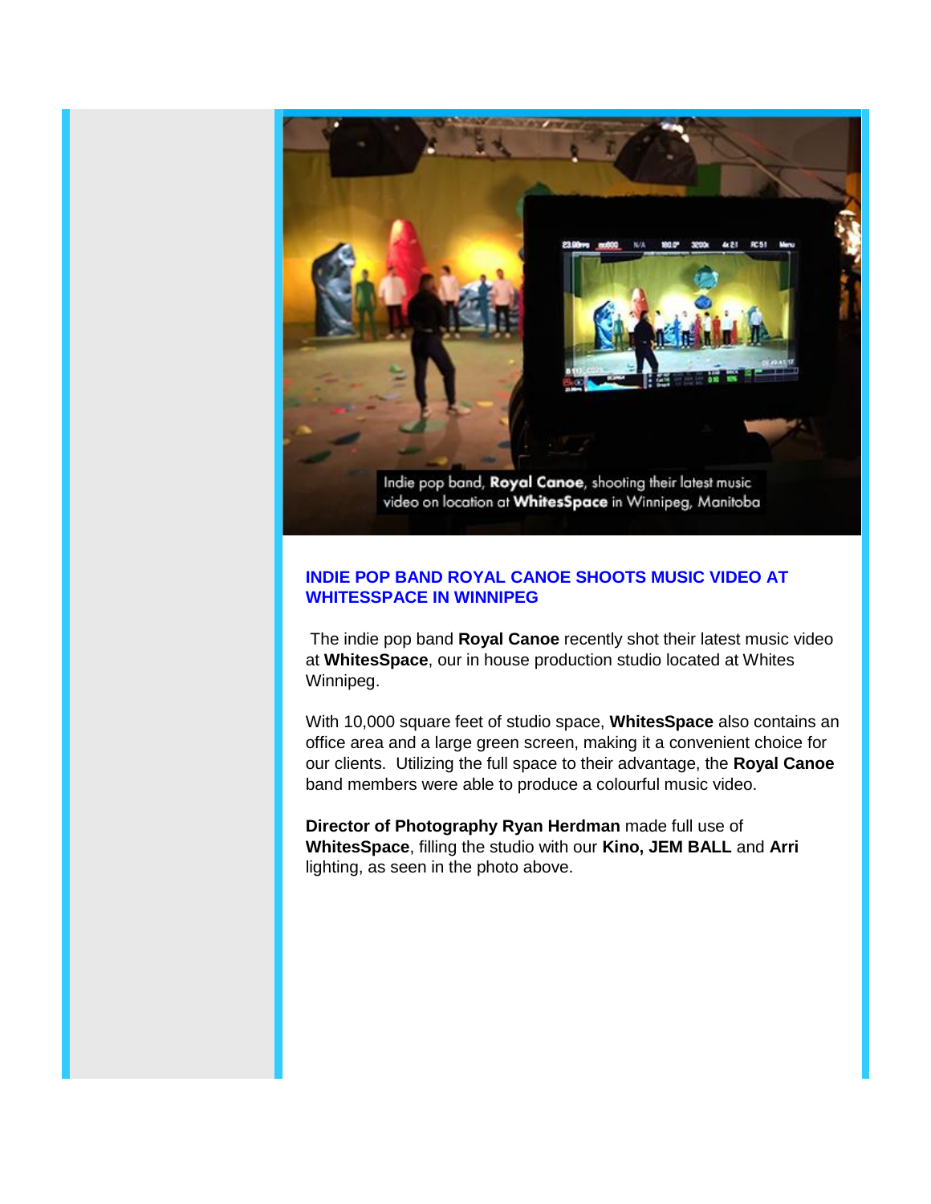Indie pop band, **Royal Canoe**, shooting their latest music video on location at **WhitesSpace** in Winnipeg, Manitoba

## INDIE POP BAND ROYAL CANOE SHOOTS MUSIC VIDEO AT WHITESSPACE IN WINNIPEG

The indie pop band **Royal Canoe** recently shot their latest music video at **WhitesSpace**, our in house production studio located at Whites Winnipeg.

With 10,000 square feet of studio space, **WhitesSpace** also contains an office area and a large green screen, making it a convenient choice for our clients. Utilizing the full space to their advantage, the **Royal Canoe** band members were able to produce a colourful music video.

**Director of Photography Ryan Herdman** made full use of **WhitesSpace**, filling the studio with our **Kino, JEM BALL** and **Arri** lighting, as seen in the photo above.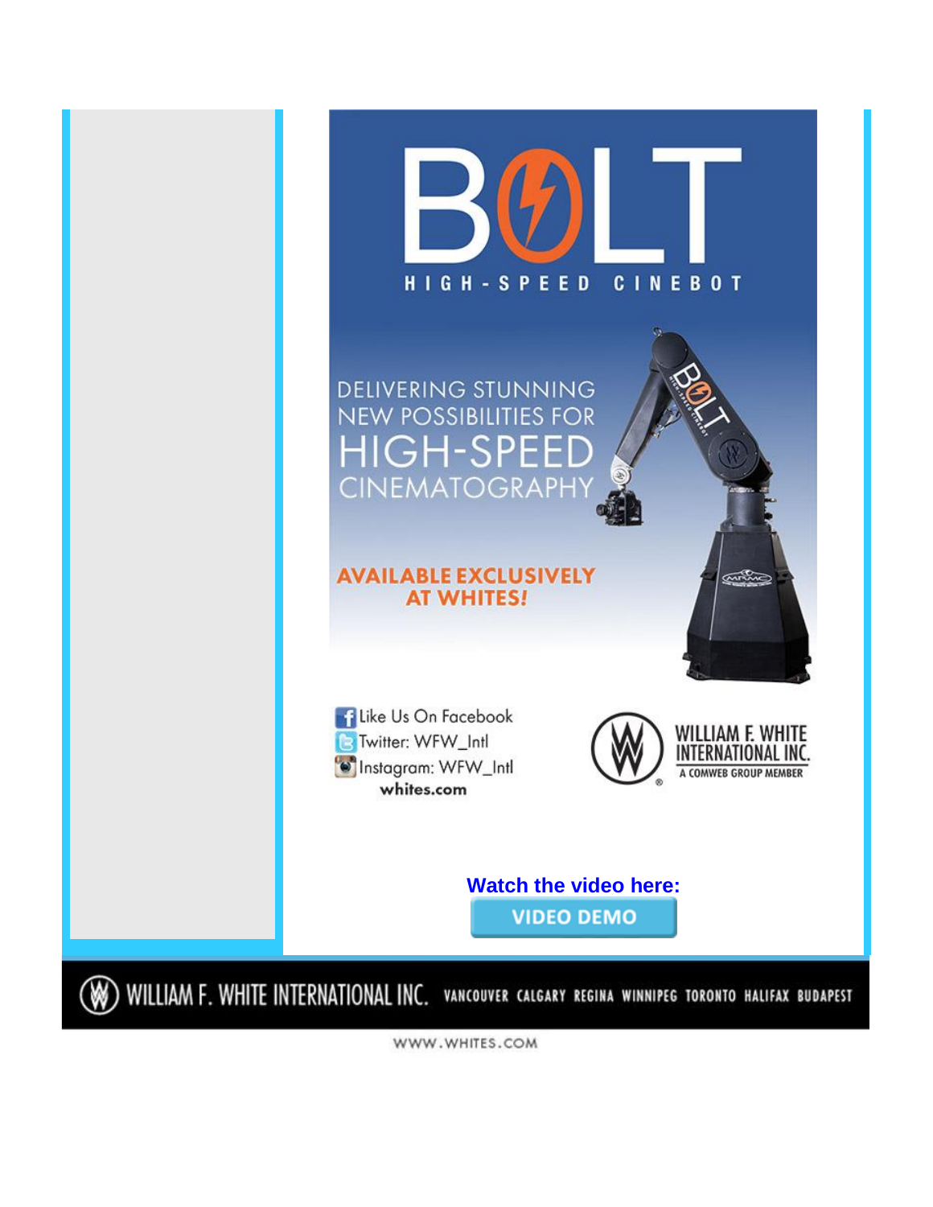# BOLT

HIGH-SPEED CINEBOT

DELIVERING STUNNING NEW POSSIBILITIES FOR HIGH-SPEED CINEMATOGRAPHY

**AVAILABLE EXCLUSIVELY AT WHITES!**

Like Us On Facebook
Twitter: WFW_Intl
Instagram: WFW_Intl
**whites.com**

WILLIAM F. WHITE INTERNATIONAL INC.
A COMWEB GROUP MEMBER

**Watch the video here:**

**VIDEO DEMO**

WILLIAM F. WHITE INTERNATIONAL INC. VANCOUVER CALGARY REGINA WINNIPEG TORONTO HALIFAX BUDAPEST

WWW.WHITES.COM